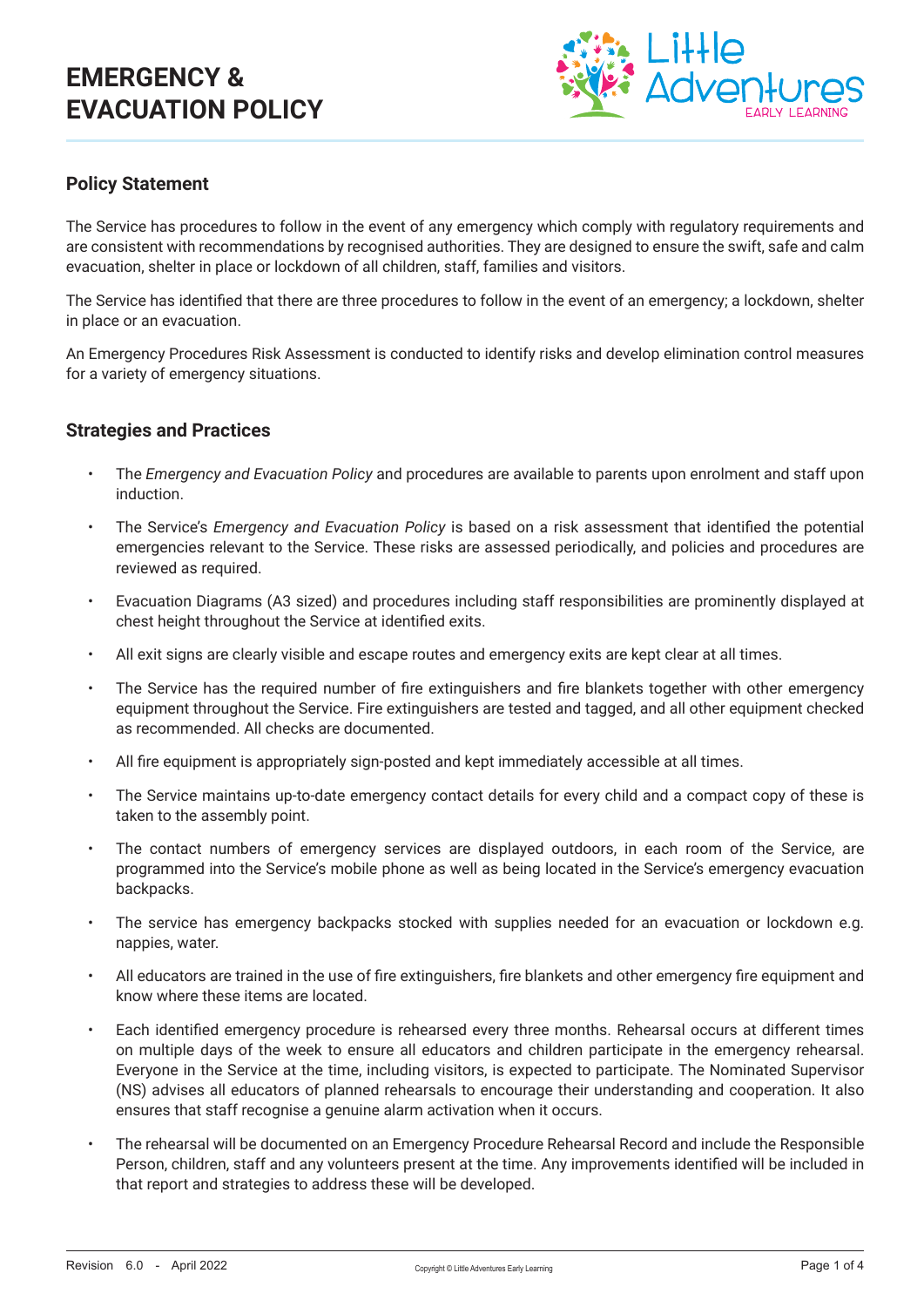# EMERGENCY & EVACUATION POLICY

## Policy Statement

The Service has procedures to follow in the event of any emergency which comply with regulatory requirements and are consistent with recommendations by recognised authorities. They are designed to ensure the swift, safe and calm evacuation, shelter in place or lockdown of all children, staff, families and visitors.

The Service has identified that there are three procedures to follow in the event of an emergency; a lockdown, shelter in place or an evacuation.

An Emergency Procedures Risk Assessment is conducted to identify risks and develop elimination control measures for a variety of emergency situations.

## Strategies and Practices

- The *Emergency and Evacuation Policy* and procedures are available to parents upon enrolment and staff upon induction.
- The Service's *Emergency and Evacuation Policy* is based on a risk assessment that identified the potential emergencies relevant to the Service. These risks are assessed periodically, and policies and procedures are reviewed as required.
- Evacuation Diagrams (A3 sized) and procedures including staff responsibilities are prominently displayed at chest height throughout the Service at identified exits.
- All exit signs are clearly visible and escape routes and emergency exits are kept clear at all times.
- The Service has the required number of fire extinguishers and fire blankets together with other emergency equipment throughout the Service. Fire extinguishers are tested and tagged, and all other equipment checked as recommended. All checks are documented.
- All fire equipment is appropriately sign-posted and kept immediately accessible at all times.
- The Service maintains up-to-date emergency contact details for every child and a compact copy of these is taken to the assembly point.
- The contact numbers of emergency services are displayed outdoors, in each room of the Service, are programmed into the Service's mobile phone as well as being located in the Service's emergency evacuation backpacks.
- The service has emergency backpacks stocked with supplies needed for an evacuation or lockdown e.g. nappies, water.
- All educators are trained in the use of fire extinguishers, fire blankets and other emergency fire equipment and know where these items are located.
- Each identified emergency procedure is rehearsed every three months. Rehearsal occurs at different times on multiple days of the week to ensure all educators and children participate in the emergency rehearsal. Everyone in the Service at the time, including visitors, is expected to participate. The Nominated Supervisor (NS) advises all educators of planned rehearsals to encourage their understanding and cooperation. It also ensures that staff recognise a genuine alarm activation when it occurs.
- The rehearsal will be documented on an Emergency Procedure Rehearsal Record and include the Responsible Person, children, staff and any volunteers present at the time. Any improvements identified will be included in that report and strategies to address these will be developed.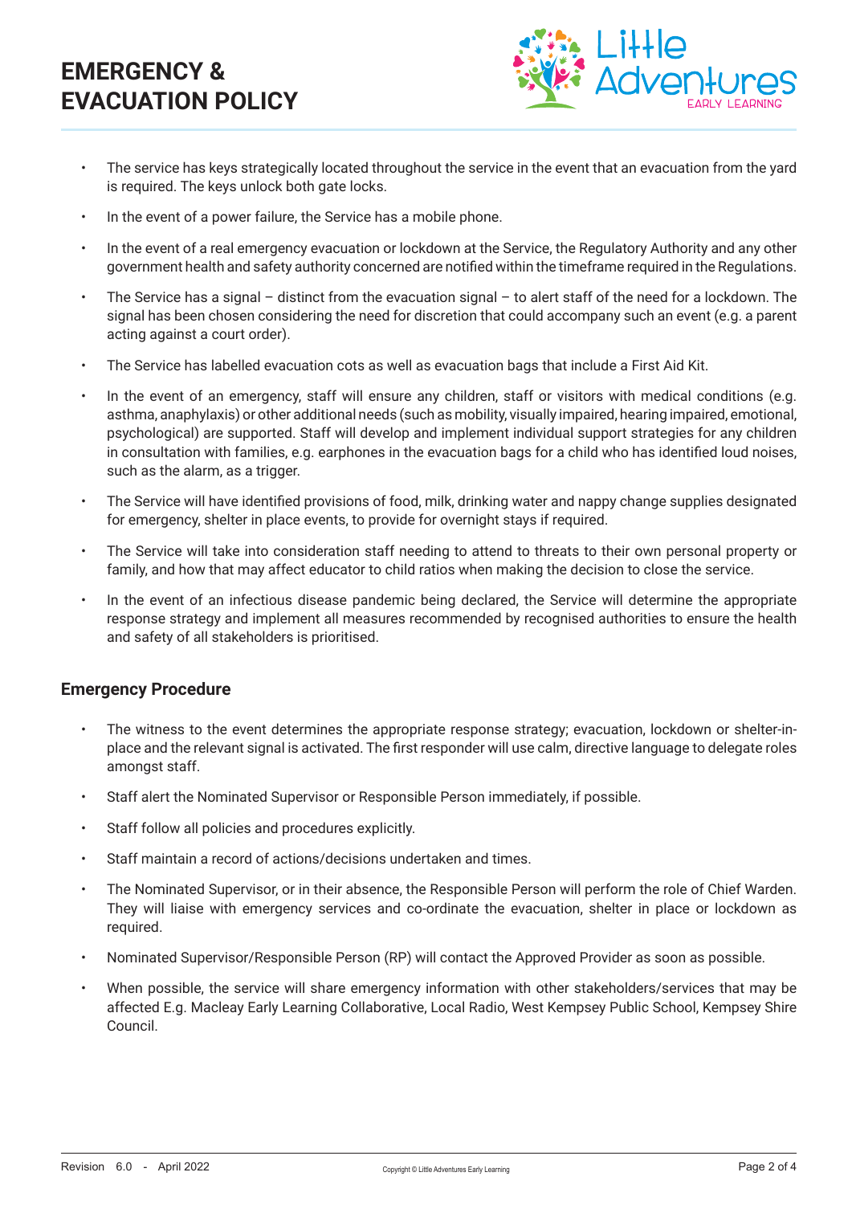- The service has keys strategically located throughout the service in the event that an evacuation from the yard is required. The keys unlock both gate locks.
- In the event of a power failure, the Service has a mobile phone.
- In the event of a real emergency evacuation or lockdown at the Service, the Regulatory Authority and any other government health and safety authority concerned are notified within the timeframe required in the Regulations.
- The Service has a signal – distinct from the evacuation signal – to alert staff of the need for a lockdown. The signal has been chosen considering the need for discretion that could accompany such an event (e.g. a parent acting against a court order).
- The Service has labelled evacuation cots as well as evacuation bags that include a First Aid Kit.
- In the event of an emergency, staff will ensure any children, staff or visitors with medical conditions (e.g. asthma, anaphylaxis) or other additional needs (such as mobility, visually impaired, hearing impaired, emotional, psychological) are supported. Staff will develop and implement individual support strategies for any children in consultation with families, e.g. earphones in the evacuation bags for a child who has identified loud noises, such as the alarm, as a trigger.
- The Service will have identified provisions of food, milk, drinking water and nappy change supplies designated for emergency, shelter in place events, to provide for overnight stays if required.
- The Service will take into consideration staff needing to attend to threats to their own personal property or family, and how that may affect educator to child ratios when making the decision to close the service.
- In the event of an infectious disease pandemic being declared, the Service will determine the appropriate response strategy and implement all measures recommended by recognised authorities to ensure the health and safety of all stakeholders is prioritised.

## Emergency Procedure

- The witness to the event determines the appropriate response strategy; evacuation, lockdown or shelter-in-place and the relevant signal is activated. The first responder will use calm, directive language to delegate roles amongst staff.
- Staff alert the Nominated Supervisor or Responsible Person immediately, if possible.
- Staff follow all policies and procedures explicitly.
- Staff maintain a record of actions/decisions undertaken and times.
- The Nominated Supervisor, or in their absence, the Responsible Person will perform the role of Chief Warden. They will liaise with emergency services and co-ordinate the evacuation, shelter in place or lockdown as required.
- Nominated Supervisor/Responsible Person (RP) will contact the Approved Provider as soon as possible.
- When possible, the service will share emergency information with other stakeholders/services that may be affected E.g. Macleay Early Learning Collaborative, Local Radio, West Kempsey Public School, Kempsey Shire Council.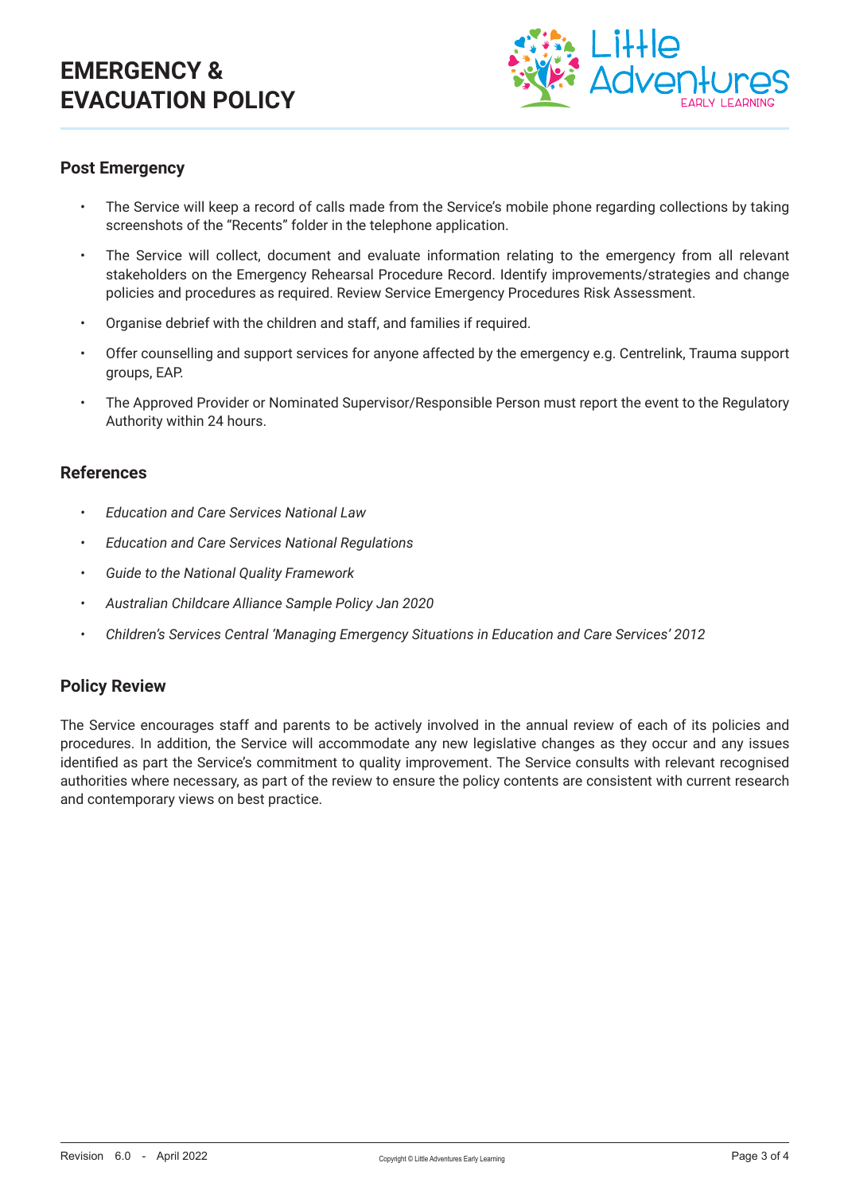## Post Emergency

- The Service will keep a record of calls made from the Service's mobile phone regarding collections by taking screenshots of the "Recents" folder in the telephone application.
- The Service will collect, document and evaluate information relating to the emergency from all relevant stakeholders on the Emergency Rehearsal Procedure Record. Identify improvements/strategies and change policies and procedures as required. Review Service Emergency Procedures Risk Assessment.
- Organise debrief with the children and staff, and families if required.
- Offer counselling and support services for anyone affected by the emergency e.g. Centrelink, Trauma support groups, EAP.
- The Approved Provider or Nominated Supervisor/Responsible Person must report the event to the Regulatory Authority within 24 hours.

## References

- *Education and Care Services National Law*
- *Education and Care Services National Regulations*
- *Guide to the National Quality Framework*
- *Australian Childcare Alliance Sample Policy Jan 2020*
- *Children's Services Central 'Managing Emergency Situations in Education and Care Services' 2012*

## Policy Review

The Service encourages staff and parents to be actively involved in the annual review of each of its policies and procedures. In addition, the Service will accommodate any new legislative changes as they occur and any issues identified as part the Service's commitment to quality improvement. The Service consults with relevant recognised authorities where necessary, as part of the review to ensure the policy contents are consistent with current research and contemporary views on best practice.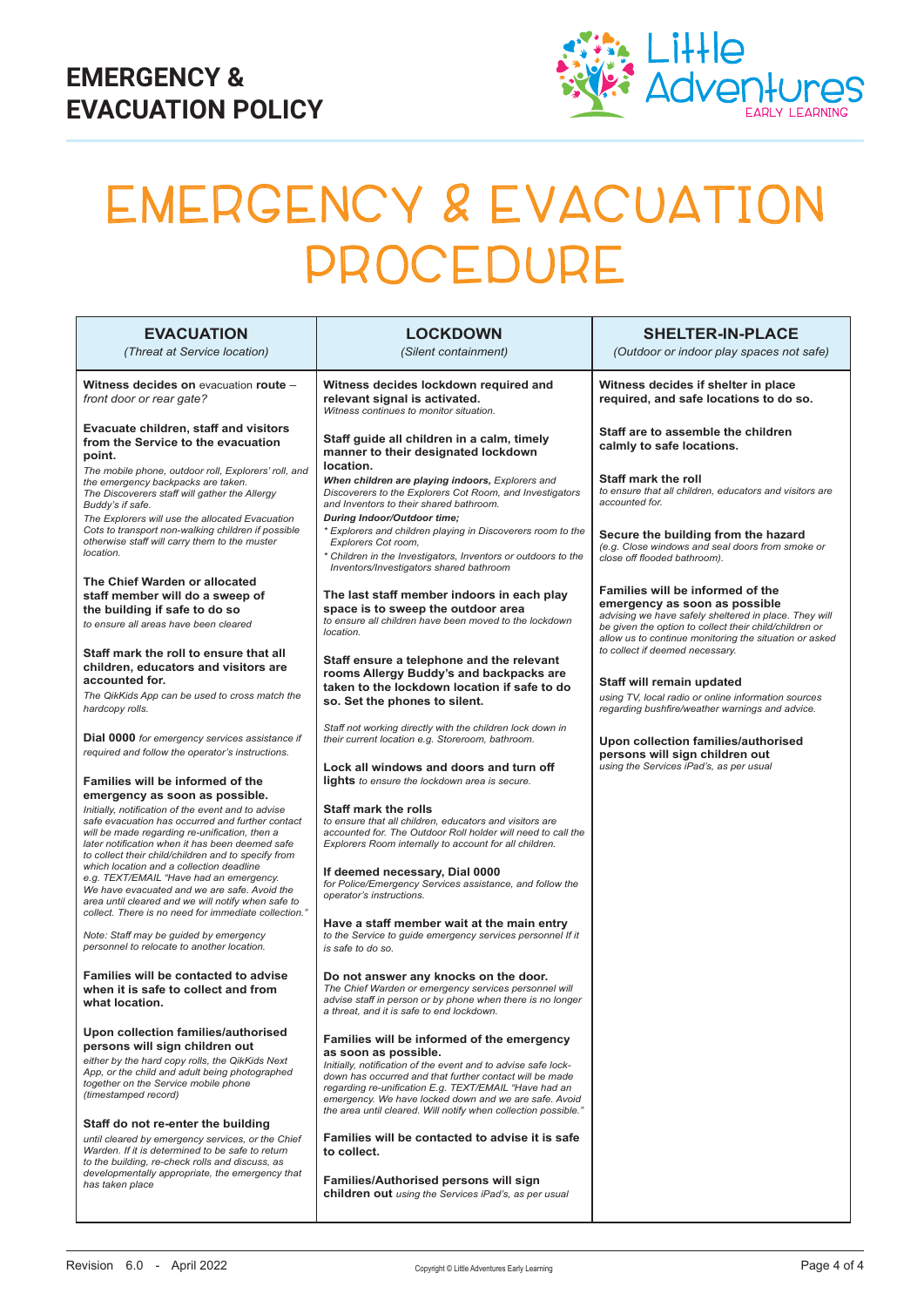# EMERGENCY & EVACUATION POLICY

# EMERGENCY & EVACUATION PROCEDURE

## EVACUATION
*(Threat at Service location)*

**Witness decides on** evacuation **route** – *front door or rear gate?*

**Evacuate children, staff and visitors from the Service to the evacuation point.**
*The mobile phone, outdoor roll, Explorers' roll, and the emergency backpacks are taken. The Discoverers staff will gather the Allergy Buddy's if safe. The Explorers will use the allocated Evacuation Cots to transport non-walking children if possible otherwise staff will carry them to the muster location.*

**The Chief Warden or allocated staff member will do a sweep of the building if safe to do so**
*to ensure all areas have been cleared*

**Staff mark the roll to ensure that all children, educators and visitors are accounted for.**
*The QikKids App can be used to cross match the hardcopy rolls.*

**Dial 0000** *for emergency services assistance if required and follow the operator's instructions.*

**Families will be informed of the emergency as soon as possible.**
*Initially, notification of the event and to advise safe evacuation has occurred and further contact will be made regarding re-unification, then a later notification when it has been deemed safe to collect their child/children and to specify from which location and a collection deadline e.g. TEXT/EMAIL "Have had an emergency. We have evacuated and we are safe. Avoid the area until cleared and we will notify when safe to collect. There is no need for immediate collection."*

*Note: Staff may be guided by emergency personnel to relocate to another location.*

**Families will be contacted to advise when it is safe to collect and from what location.**

**Upon collection families/authorised persons will sign children out**
*either by the hard copy rolls, the QikKids Next App, or the child and adult being photographed together on the Service mobile phone (timestamped record)*

**Staff do not re-enter the building**
*until cleared by emergency services, or the Chief Warden. If it is determined to be safe to return to the building, re-check rolls and discuss, as developmentally appropriate, the emergency that has taken place*

## LOCKDOWN
*(Silent containment)*

**Witness decides lockdown required and relevant signal is activated.**
*Witness continues to monitor situation.*

**Staff guide all children in a calm, timely manner to their designated lockdown location.**
***When children are playing indoors,** Explorers and Discoverers to the Explorers Cot Room, and Investigators and Inventors to their shared bathroom.*
***During Indoor/Outdoor time;***
- *Explorers and children playing in Discoverers room to the Explorers Cot room,*
- *Children in the Investigators, Inventors or outdoors to the Inventors/Investigators shared bathroom*

**The last staff member indoors in each play space is to sweep the outdoor area**
*to ensure all children have been moved to the lockdown location.*

**Staff ensure a telephone and the relevant rooms Allergy Buddy's and backpacks are taken to the lockdown location if safe to do so. Set the phones to silent.**

*Staff not working directly with the children lock down in their current location e.g. Storeroom, bathroom.*

**Lock all windows and doors and turn off lights** *to ensure the lockdown area is secure.*

**Staff mark the rolls**
*to ensure that all children, educators and visitors are accounted for. The Outdoor Roll holder will need to call the Explorers Room internally to account for all children.*

**If deemed necessary, Dial 0000**
*for Police/Emergency Services assistance, and follow the operator's instructions.*

**Have a staff member wait at the main entry**
*to the Service to guide emergency services personnel If it is safe to do so.*

**Do not answer any knocks on the door.**
*The Chief Warden or emergency services personnel will advise staff in person or by phone when there is no longer a threat, and it is safe to end lockdown.*

**Families will be informed of the emergency as soon as possible.**
*Initially, notification of the event and to advise safe lock-down has occurred and that further contact will be made regarding re-unification E.g. TEXT/EMAIL "Have had an emergency. We have locked down and we are safe. Avoid the area until cleared. Will notify when collection possible."*

**Families will be contacted to advise it is safe to collect.**

**Families/Authorised persons will sign children out** *using the Services iPad's, as per usual*

## SHELTER-IN-PLACE
*(Outdoor or indoor play spaces not safe)*

**Witness decides if shelter in place required, and safe locations to do so.**

**Staff are to assemble the children calmly to safe locations.**

**Staff mark the roll**
*to ensure that all children, educators and visitors are accounted for.*

**Secure the building from the hazard**
*(e.g. Close windows and seal doors from smoke or close off flooded bathroom).*

**Families will be informed of the emergency as soon as possible**
*advising we have safely sheltered in place. They will be given the option to collect their child/children or allow us to continue monitoring the situation or asked to collect if deemed necessary.*

**Staff will remain updated**
*using TV, local radio or online information sources regarding bushfire/weather warnings and advice.*

**Upon collection families/authorised persons will sign children out**
*using the Services iPad's, as per usual*

Revision 6.0 - April 2022

Copyright © Little Adventures Early Learning